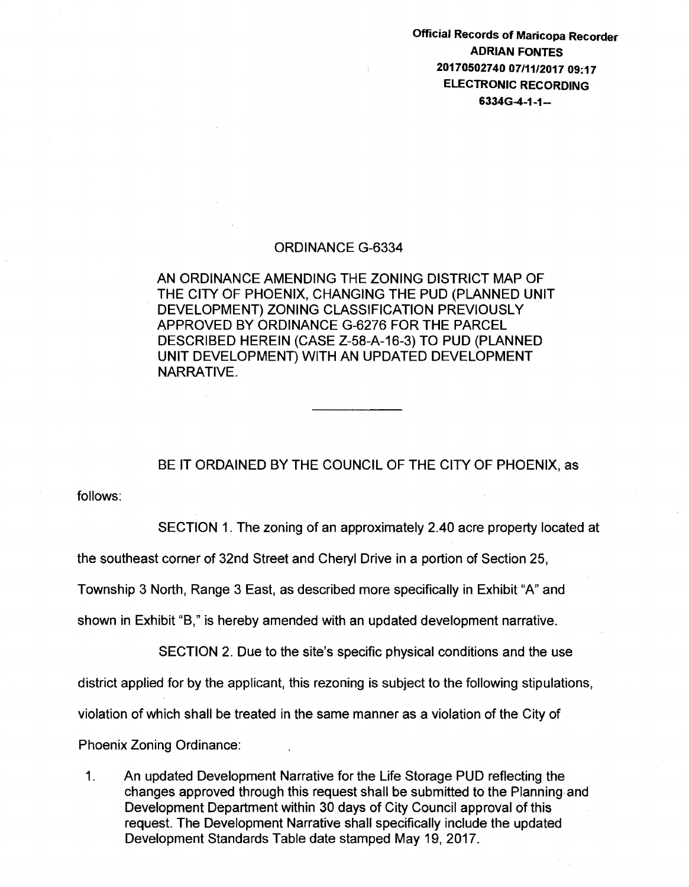Official Records of Maricopa Recorder
ADRIAN FONTES
20170502740 07/11/2017 09:17
ELECTRONIC RECORDING
6334G-4-1-1--

# ORDINANCE G-6334

AN ORDINANCE AMENDING THE ZONING DISTRICT MAP OF THE CITY OF PHOENIX, CHANGING THE PUD (PLANNED UNIT DEVELOPMENT) ZONING CLASSIFICATION PREVIOUSLY APPROVED BY ORDINANCE G-6276 FOR THE PARCEL DESCRIBED HEREIN (CASE Z-58-A-16-3) TO PUD (PLANNED UNIT DEVELOPMENT) WITH AN UPDATED DEVELOPMENT NARRATIVE.

---

BE IT ORDAINED BY THE COUNCIL OF THE CITY OF PHOENIX, as follows:

SECTION 1. The zoning of an approximately 2.40 acre property located at the southeast corner of 32nd Street and Cheryl Drive in a portion of Section 25, Township 3 North, Range 3 East, as described more specifically in Exhibit "A" and shown in Exhibit "B," is hereby amended with an updated development narrative.

SECTION 2. Due to the site's specific physical conditions and the use district applied for by the applicant, this rezoning is subject to the following stipulations, violation of which shall be treated in the same manner as a violation of the City of Phoenix Zoning Ordinance:

1. An updated Development Narrative for the Life Storage PUD reflecting the changes approved through this request shall be submitted to the Planning and Development Department within 30 days of City Council approval of this request. The Development Narrative shall specifically include the updated Development Standards Table date stamped May 19, 2017.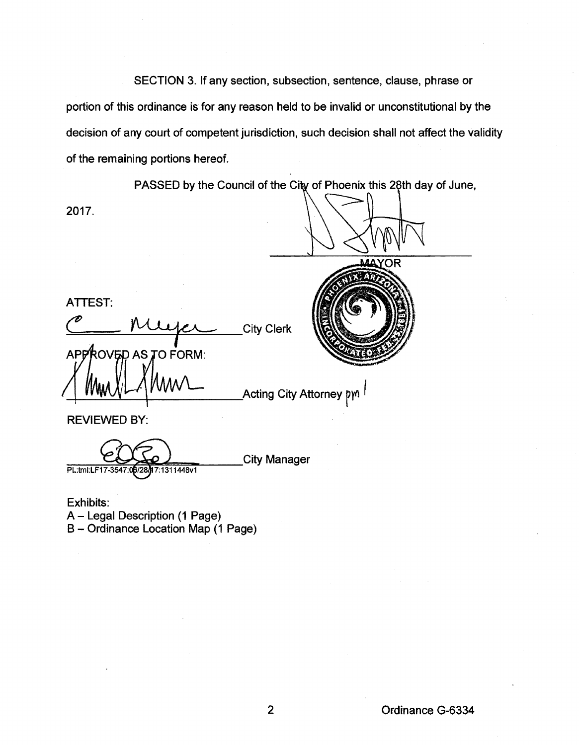SECTION 3. If any section, subsection, sentence, clause, phrase or portion of this ordinance is for any reason held to be invalid or unconstitutional by the decision of any court of competent jurisdiction, such decision shall not affect the validity of the remaining portions hereof.

PASSED by the Council of the City of Phoenix this 28th day of June, 2017.

\_\_\_\_\_\_\_\_\_\_\_\_\_\_\_\_\_\_\_\_\_\_\_\_\_\_
MAYOR

ATTEST:

\_\_\_\_\_\_\_\_\_\_\_\_\_\_\_\_\_\_\_\_\_\_\_\_\_\_ City Clerk

APPROVED AS TO FORM:

\_\_\_\_\_\_\_\_\_\_\_\_\_\_\_\_\_\_\_\_\_\_\_\_\_\_ Acting City Attorney pm

REVIEWED BY:

\_\_\_\_\_\_\_\_\_\_\_\_\_\_\_\_\_\_\_\_\_\_\_\_\_\_ City Manager

PL:tml:LF17-3547:06/28/17:1311448v1

Exhibits:
A – Legal Description (1 Page)
B – Ordinance Location Map (1 Page)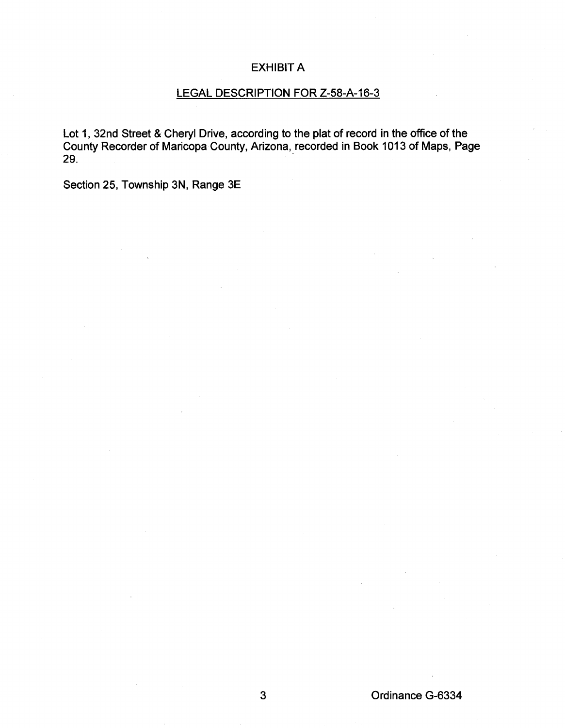# EXHIBIT A

## LEGAL DESCRIPTION FOR Z-58-A-16-3

Lot 1, 32nd Street & Cheryl Drive, according to the plat of record in the office of the County Recorder of Maricopa County, Arizona, recorded in Book 1013 of Maps, Page 29.

Section 25, Township 3N, Range 3E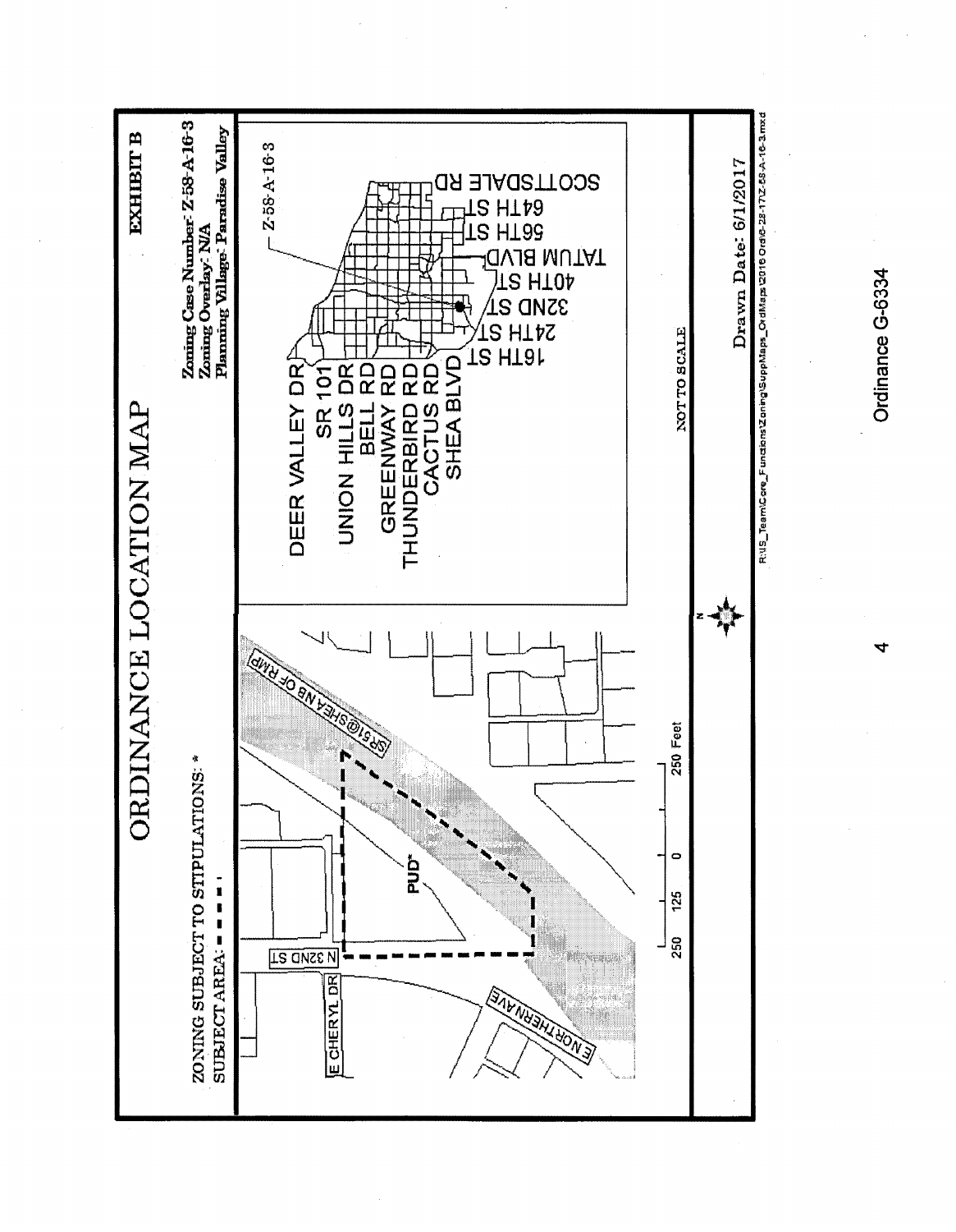# ORDINANCE LOCATION MAP

**EXHIBIT B**

ZONING SUBJECT TO STIPULATIONS: *

SUBJECT AREA: - - - -

**Zoning Case Number: Z-58-A-16-3**
**Zoning Overlay: N/A**
**Planning Village: Paradise Valley**

E CHERYL DR

N 32ND ST

E NORTHERN AVE

SR51@SHEA NB OF RMP

PUD*

250 125 0 250 Feet

Z-58-A-16-3

DEER VALLEY DR
SR 101
UNION HILLS DR
BELL RD
GREENWAY RD
THUNDERBIRD RD
CACTUS RD
SHEA BLVD

16TH ST
24TH ST
32ND ST
40TH ST
TATUM BLVD
56TH ST
64TH ST
SCOTTSDALE RD

NOT TO SCALE

N

Drawn Date: 6/1/2017

R:\IS_Team\Core_Functions\Zoning\SuppMaps_OrdMaps\2016 Ord\6-28-17\Z-58-A-16-3.mxd

Ordinance G-6334